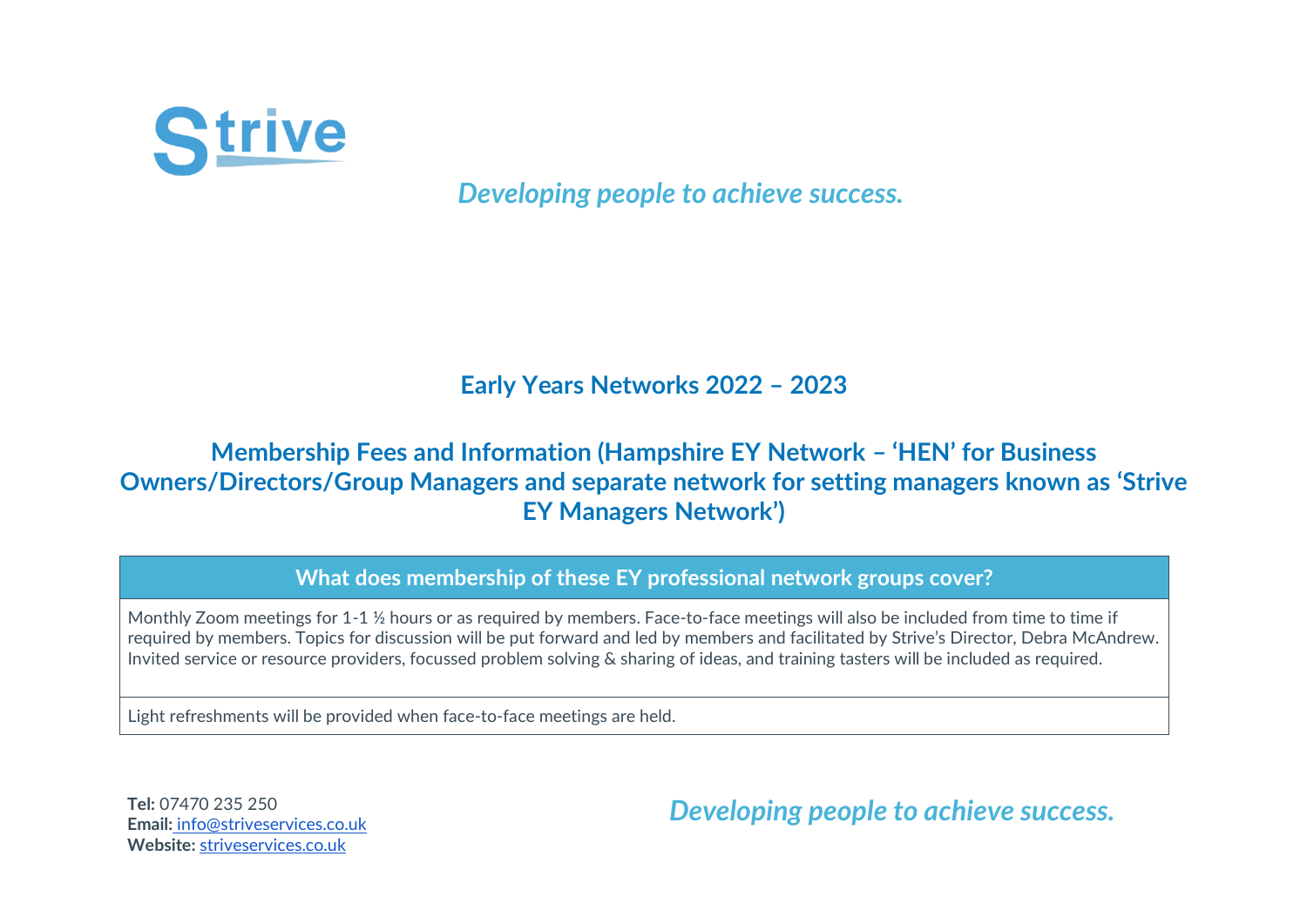Strive

*Developing people to achieve success.*

## Early Years Networks 2022 – 2023

## Membership Fees and Information (Hampshire EY Network – 'HEN' for Business Owners/Directors/Group Managers and separate network for setting managers known as 'Strive EY Managers Network')

| What does membership of these EY professional network groups cover? |
| --- |
| Monthly Zoom meetings for 1-1 ½ hours or as required by members. Face-to-face meetings will also be included from time to time if required by members. Topics for discussion will be put forward and led by members and facilitated by Strive's Director, Debra McAndrew. Invited service or resource providers, focussed problem solving & sharing of ideas, and training tasters will be included as required. |
| Light refreshments will be provided when face-to-face meetings are held. |

**Tel:** 07470 235 250
**Email:** info@striveservices.co.uk
**Website:** striveservices.co.uk

*Developing people to achieve success.*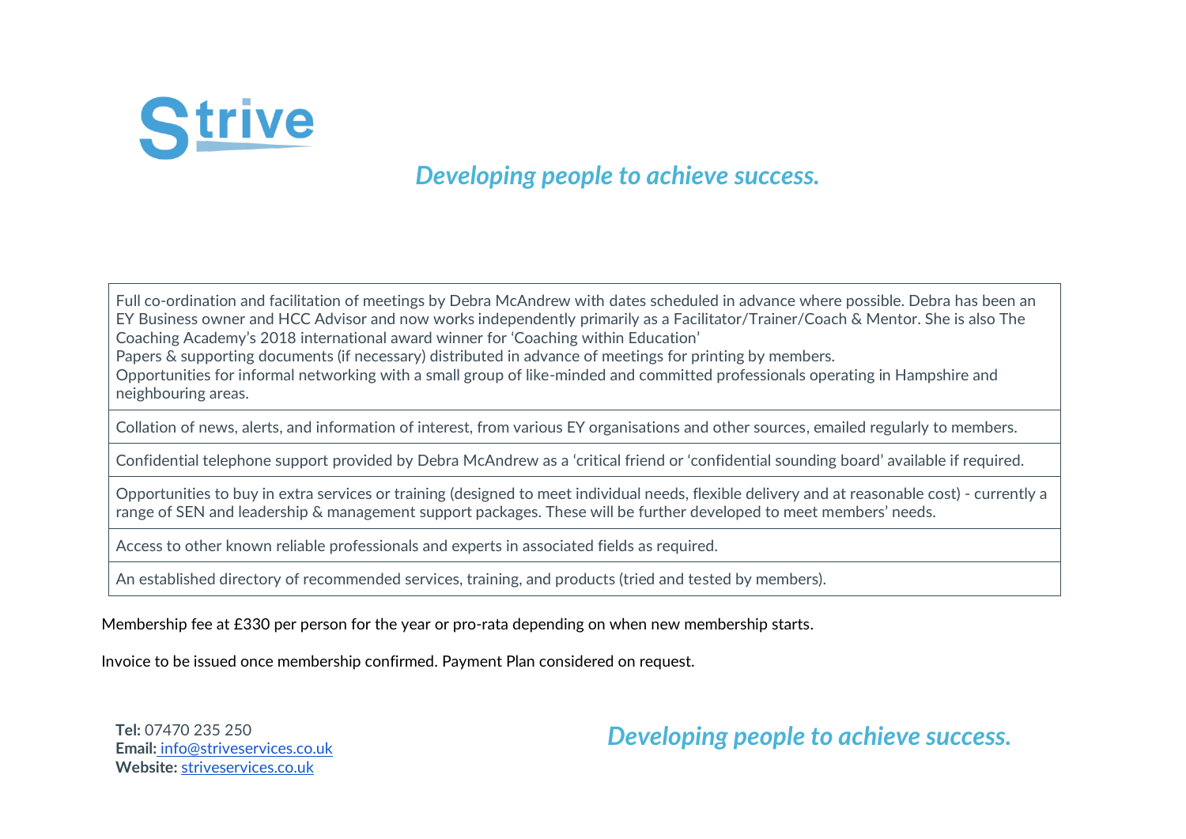Strive

*Developing people to achieve success.*

| |
|---|
| Full co-ordination and facilitation of meetings by Debra McAndrew with dates scheduled in advance where possible. Debra has been an EY Business owner and HCC Advisor and now works independently primarily as a Facilitator/Trainer/Coach & Mentor. She is also The Coaching Academy's 2018 international award winner for 'Coaching within Education'<br>Papers & supporting documents (if necessary) distributed in advance of meetings for printing by members.<br>Opportunities for informal networking with a small group of like-minded and committed professionals operating in Hampshire and neighbouring areas. |
| Collation of news, alerts, and information of interest, from various EY organisations and other sources, emailed regularly to members. |
| Confidential telephone support provided by Debra McAndrew as a 'critical friend or 'confidential sounding board' available if required. |
| Opportunities to buy in extra services or training (designed to meet individual needs, flexible delivery and at reasonable cost) - currently a range of SEN and leadership & management support packages. These will be further developed to meet members' needs. |
| Access to other known reliable professionals and experts in associated fields as required. |
| An established directory of recommended services, training, and products (tried and tested by members). |

Membership fee at £330 per person for the year or pro-rata depending on when new membership starts.

Invoice to be issued once membership confirmed. Payment Plan considered on request.

**Tel:** 07470 235 250
**Email:** info@striveservices.co.uk
**Website:** striveservices.co.uk

*Developing people to achieve success.*